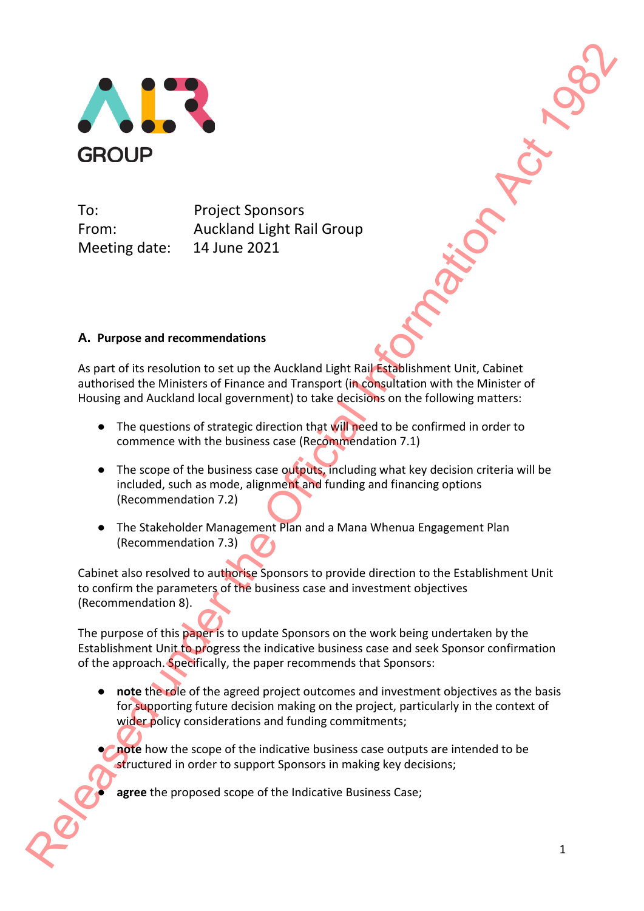GROUP

To: Project Sponsors
From: Auckland Light Rail Group
Meeting date: 14 June 2021

### A. Purpose and recommendations

As part of its resolution to set up the Auckland Light Rail Establishment Unit, Cabinet authorised the Ministers of Finance and Transport (in consultation with the Minister of Housing and Auckland local government) to take decisions on the following matters:

- The questions of strategic direction that will need to be confirmed in order to commence with the business case (Recommendation 7.1)
- The scope of the business case outputs, including what key decision criteria will be included, such as mode, alignment and funding and financing options (Recommendation 7.2)
- The Stakeholder Management Plan and a Mana Whenua Engagement Plan (Recommendation 7.3)

Cabinet also resolved to authorise Sponsors to provide direction to the Establishment Unit to confirm the parameters of the business case and investment objectives (Recommendation 8).

The purpose of this paper is to update Sponsors on the work being undertaken by the Establishment Unit to progress the indicative business case and seek Sponsor confirmation of the approach. Specifically, the paper recommends that Sponsors:

- **note** the role of the agreed project outcomes and investment objectives as the basis for supporting future decision making on the project, particularly in the context of wider policy considerations and funding commitments;
- **note** how the scope of the indicative business case outputs are intended to be structured in order to support Sponsors in making key decisions;
- **agree** the proposed scope of the Indicative Business Case;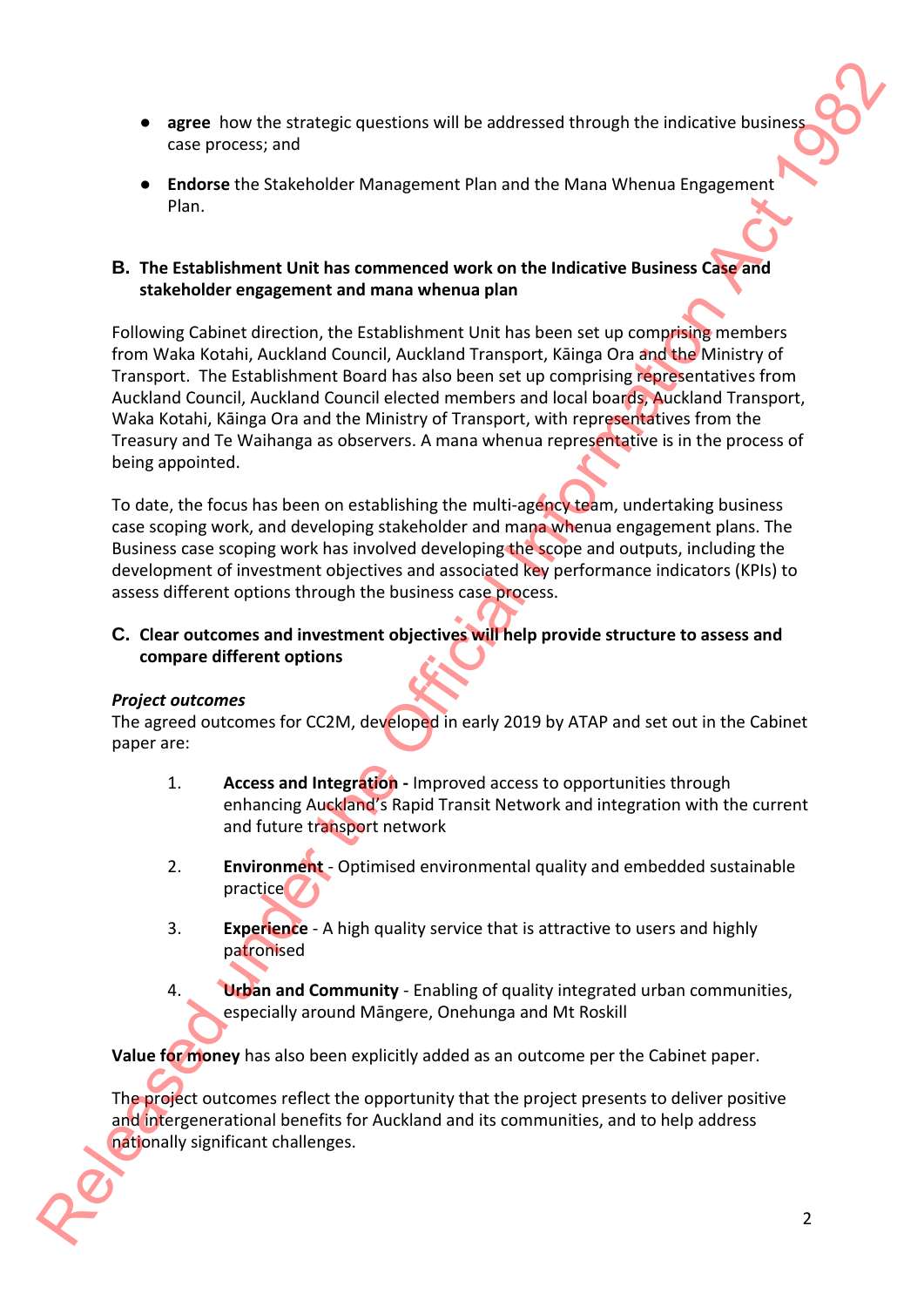- **agree** how the strategic questions will be addressed through the indicative business case process; and
- **Endorse** the Stakeholder Management Plan and the Mana Whenua Engagement Plan.

## B. The Establishment Unit has commenced work on the Indicative Business Case and stakeholder engagement and mana whenua plan

Following Cabinet direction, the Establishment Unit has been set up comprising members from Waka Kotahi, Auckland Council, Auckland Transport, Kāinga Ora and the Ministry of Transport. The Establishment Board has also been set up comprising representatives from Auckland Council, Auckland Council elected members and local boards, Auckland Transport, Waka Kotahi, Kāinga Ora and the Ministry of Transport, with representatives from the Treasury and Te Waihanga as observers. A mana whenua representative is in the process of being appointed.

To date, the focus has been on establishing the multi-agency team, undertaking business case scoping work, and developing stakeholder and mana whenua engagement plans. The Business case scoping work has involved developing the scope and outputs, including the development of investment objectives and associated key performance indicators (KPIs) to assess different options through the business case process.

## C. Clear outcomes and investment objectives will help provide structure to assess and compare different options

***Project outcomes***

The agreed outcomes for CC2M, developed in early 2019 by ATAP and set out in the Cabinet paper are:

1. **Access and Integration -** Improved access to opportunities through enhancing Auckland's Rapid Transit Network and integration with the current and future transport network
2. **Environment** - Optimised environmental quality and embedded sustainable practice
3. **Experience** - A high quality service that is attractive to users and highly patronised
4. **Urban and Community** - Enabling of quality integrated urban communities, especially around Māngere, Onehunga and Mt Roskill

**Value for money** has also been explicitly added as an outcome per the Cabinet paper.

The project outcomes reflect the opportunity that the project presents to deliver positive and intergenerational benefits for Auckland and its communities, and to help address nationally significant challenges.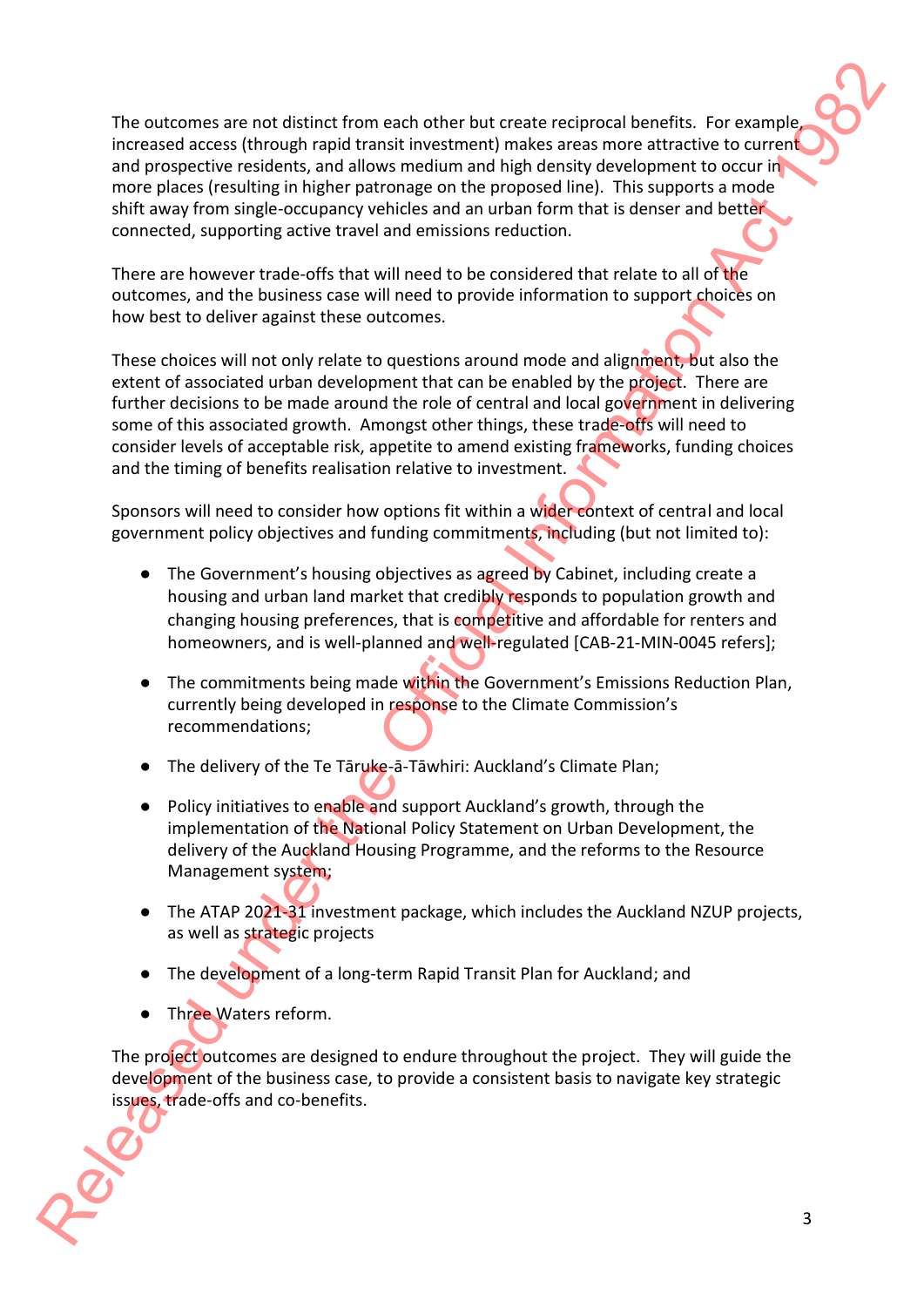The outcomes are not distinct from each other but create reciprocal benefits. For example, increased access (through rapid transit investment) makes areas more attractive to current and prospective residents, and allows medium and high density development to occur in more places (resulting in higher patronage on the proposed line). This supports a mode shift away from single-occupancy vehicles and an urban form that is denser and better connected, supporting active travel and emissions reduction.

There are however trade-offs that will need to be considered that relate to all of the outcomes, and the business case will need to provide information to support choices on how best to deliver against these outcomes.

These choices will not only relate to questions around mode and alignment, but also the extent of associated urban development that can be enabled by the project. There are further decisions to be made around the role of central and local government in delivering some of this associated growth. Amongst other things, these trade-offs will need to consider levels of acceptable risk, appetite to amend existing frameworks, funding choices and the timing of benefits realisation relative to investment.

Sponsors will need to consider how options fit within a wider context of central and local government policy objectives and funding commitments, including (but not limited to):

- The Government's housing objectives as agreed by Cabinet, including create a housing and urban land market that credibly responds to population growth and changing housing preferences, that is competitive and affordable for renters and homeowners, and is well-planned and well-regulated [CAB-21-MIN-0045 refers];
- The commitments being made within the Government's Emissions Reduction Plan, currently being developed in response to the Climate Commission's recommendations;
- The delivery of the Te Tāruke-ā-Tāwhiri: Auckland's Climate Plan;
- Policy initiatives to enable and support Auckland's growth, through the implementation of the National Policy Statement on Urban Development, the delivery of the Auckland Housing Programme, and the reforms to the Resource Management system;
- The ATAP 2021-31 investment package, which includes the Auckland NZUP projects, as well as strategic projects
- The development of a long-term Rapid Transit Plan for Auckland; and
- Three Waters reform.

The project outcomes are designed to endure throughout the project. They will guide the development of the business case, to provide a consistent basis to navigate key strategic issues, trade-offs and co-benefits.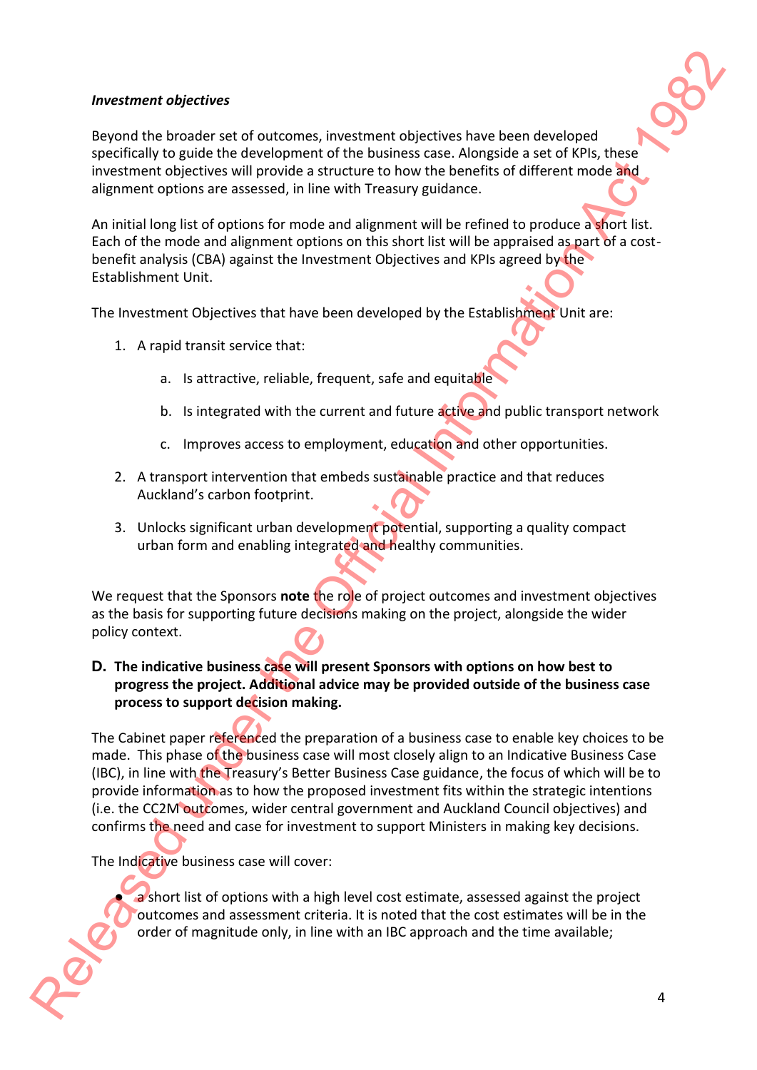*Investment objectives*

Beyond the broader set of outcomes, investment objectives have been developed specifically to guide the development of the business case. Alongside a set of KPIs, these investment objectives will provide a structure to how the benefits of different mode and alignment options are assessed, in line with Treasury guidance.

An initial long list of options for mode and alignment will be refined to produce a short list. Each of the mode and alignment options on this short list will be appraised as part of a cost-benefit analysis (CBA) against the Investment Objectives and KPIs agreed by the Establishment Unit.

The Investment Objectives that have been developed by the Establishment Unit are:

1. A rapid transit service that:
    a. Is attractive, reliable, frequent, safe and equitable
    b. Is integrated with the current and future active and public transport network
    c. Improves access to employment, education and other opportunities.
2. A transport intervention that embeds sustainable practice and that reduces Auckland's carbon footprint.
3. Unlocks significant urban development potential, supporting a quality compact urban form and enabling integrated and healthy communities.

We request that the Sponsors **note** the role of project outcomes and investment objectives as the basis for supporting future decisions making on the project, alongside the wider policy context.

**D. The indicative business case will present Sponsors with options on how best to progress the project. Additional advice may be provided outside of the business case process to support decision making.**

The Cabinet paper referenced the preparation of a business case to enable key choices to be made. This phase of the business case will most closely align to an Indicative Business Case (IBC), in line with the Treasury's Better Business Case guidance, the focus of which will be to provide information as to how the proposed investment fits within the strategic intentions (i.e. the CC2M outcomes, wider central government and Auckland Council objectives) and confirms the need and case for investment to support Ministers in making key decisions.

The Indicative business case will cover:

- a short list of options with a high level cost estimate, assessed against the project outcomes and assessment criteria. It is noted that the cost estimates will be in the order of magnitude only, in line with an IBC approach and the time available;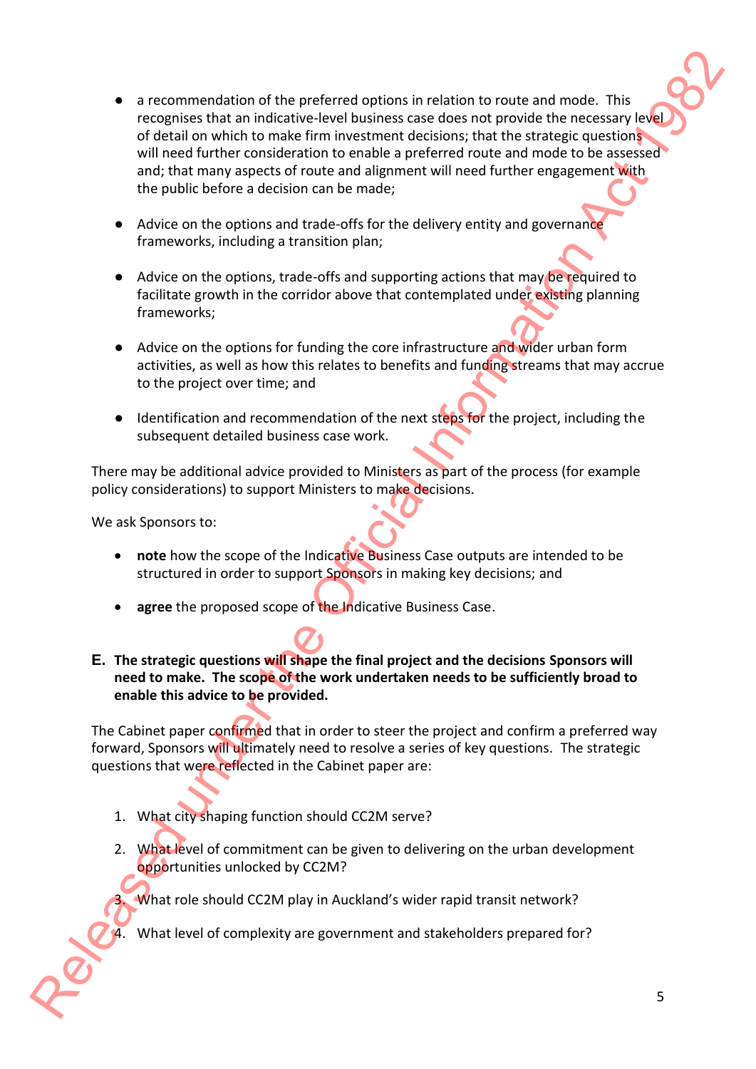- a recommendation of the preferred options in relation to route and mode. This recognises that an indicative-level business case does not provide the necessary level of detail on which to make firm investment decisions; that the strategic questions will need further consideration to enable a preferred route and mode to be assessed and; that many aspects of route and alignment will need further engagement with the public before a decision can be made;

- Advice on the options and trade-offs for the delivery entity and governance frameworks, including a transition plan;

- Advice on the options, trade-offs and supporting actions that may be required to facilitate growth in the corridor above that contemplated under existing planning frameworks;

- Advice on the options for funding the core infrastructure and wider urban form activities, as well as how this relates to benefits and funding streams that may accrue to the project over time; and

- Identification and recommendation of the next steps for the project, including the subsequent detailed business case work.

There may be additional advice provided to Ministers as part of the process (for example policy considerations) to support Ministers to make decisions.

We ask Sponsors to:

- **note** how the scope of the Indicative Business Case outputs are intended to be structured in order to support Sponsors in making key decisions; and

- **agree** the proposed scope of the Indicative Business Case.

**E. The strategic questions will shape the final project and the decisions Sponsors will need to make. The scope of the work undertaken needs to be sufficiently broad to enable this advice to be provided.**

The Cabinet paper confirmed that in order to steer the project and confirm a preferred way forward, Sponsors will ultimately need to resolve a series of key questions. The strategic questions that were reflected in the Cabinet paper are:

1. What city shaping function should CC2M serve?
2. What level of commitment can be given to delivering on the urban development opportunities unlocked by CC2M?
3. What role should CC2M play in Auckland's wider rapid transit network?
4. What level of complexity are government and stakeholders prepared for?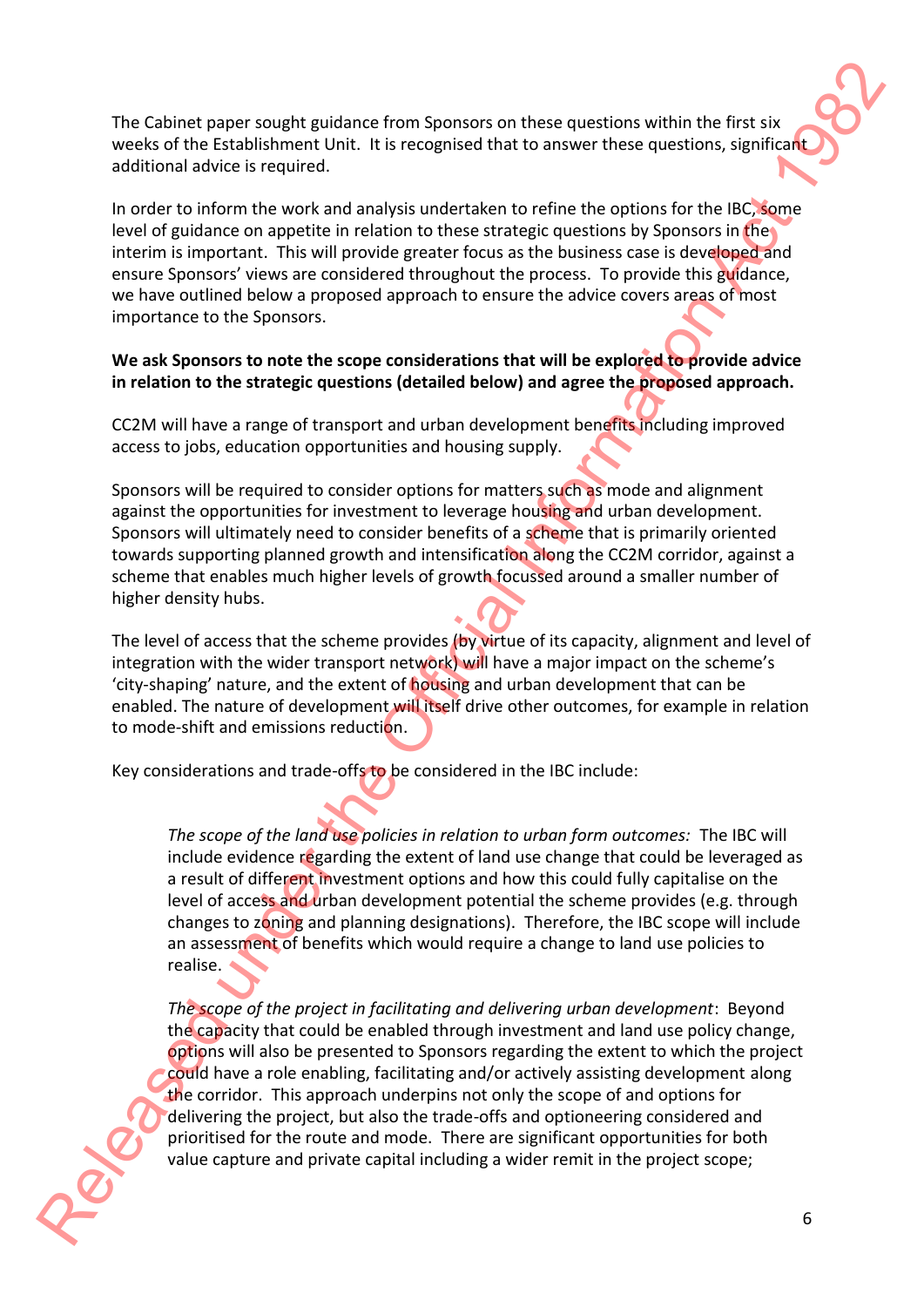The Cabinet paper sought guidance from Sponsors on these questions within the first six weeks of the Establishment Unit. It is recognised that to answer these questions, significant additional advice is required.

In order to inform the work and analysis undertaken to refine the options for the IBC, some level of guidance on appetite in relation to these strategic questions by Sponsors in the interim is important. This will provide greater focus as the business case is developed and ensure Sponsors' views are considered throughout the process. To provide this guidance, we have outlined below a proposed approach to ensure the advice covers areas of most importance to the Sponsors.

**We ask Sponsors to note the scope considerations that will be explored to provide advice in relation to the strategic questions (detailed below) and agree the proposed approach.**

CC2M will have a range of transport and urban development benefits including improved access to jobs, education opportunities and housing supply.

Sponsors will be required to consider options for matters such as mode and alignment against the opportunities for investment to leverage housing and urban development. Sponsors will ultimately need to consider benefits of a scheme that is primarily oriented towards supporting planned growth and intensification along the CC2M corridor, against a scheme that enables much higher levels of growth focussed around a smaller number of higher density hubs.

The level of access that the scheme provides (by virtue of its capacity, alignment and level of integration with the wider transport network) will have a major impact on the scheme's 'city-shaping' nature, and the extent of housing and urban development that can be enabled. The nature of development will itself drive other outcomes, for example in relation to mode-shift and emissions reduction.

Key considerations and trade-offs to be considered in the IBC include:

> *The scope of the land use policies in relation to urban form outcomes:* The IBC will include evidence regarding the extent of land use change that could be leveraged as a result of different investment options and how this could fully capitalise on the level of access and urban development potential the scheme provides (e.g. through changes to zoning and planning designations). Therefore, the IBC scope will include an assessment of benefits which would require a change to land use policies to realise.
>
> *The scope of the project in facilitating and delivering urban development*: Beyond the capacity that could be enabled through investment and land use policy change, options will also be presented to Sponsors regarding the extent to which the project could have a role enabling, facilitating and/or actively assisting development along the corridor. This approach underpins not only the scope of and options for delivering the project, but also the trade-offs and optioneering considered and prioritised for the route and mode. There are significant opportunities for both value capture and private capital including a wider remit in the project scope;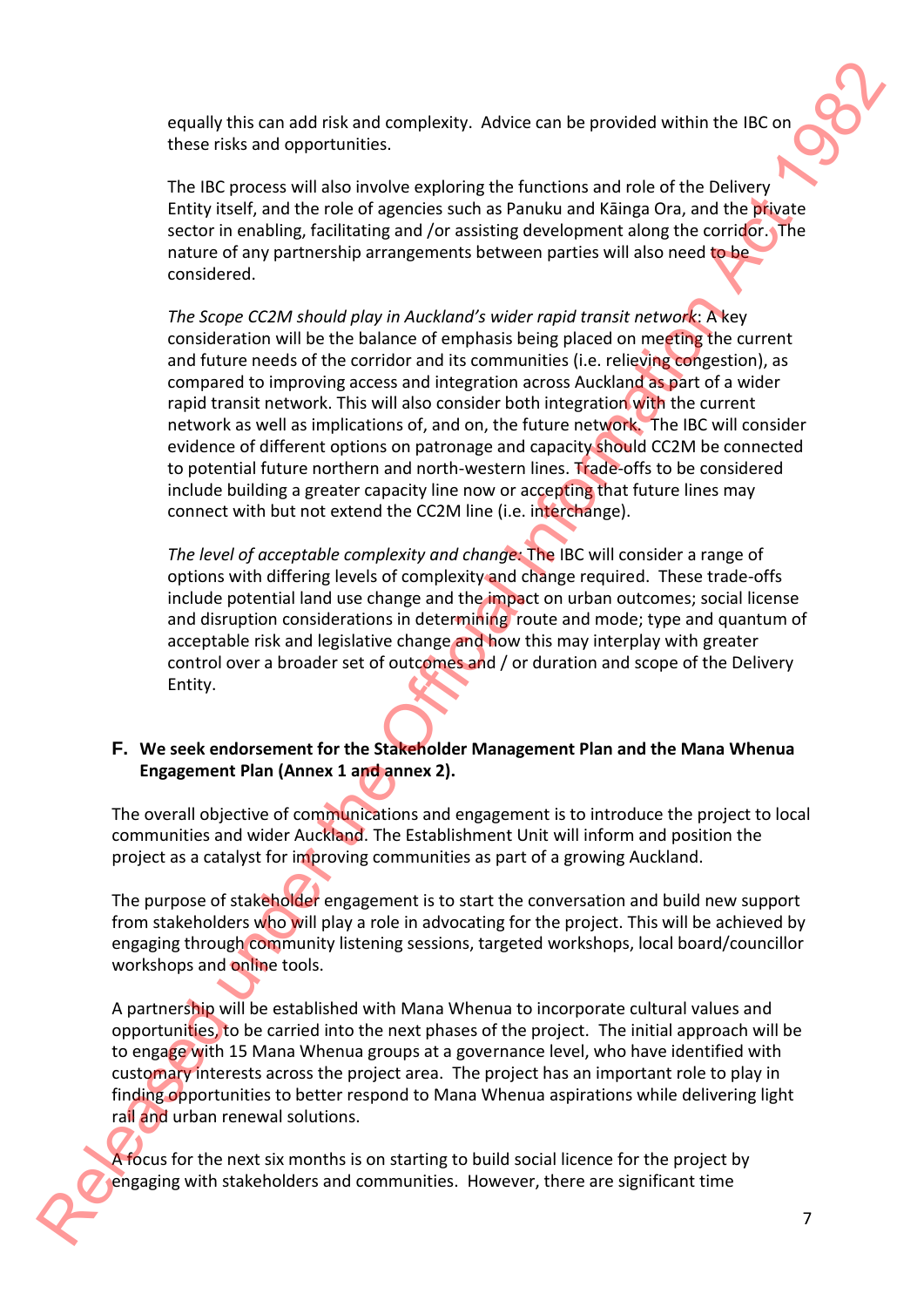equally this can add risk and complexity. Advice can be provided within the IBC on these risks and opportunities.

The IBC process will also involve exploring the functions and role of the Delivery Entity itself, and the role of agencies such as Panuku and Kāinga Ora, and the private sector in enabling, facilitating and /or assisting development along the corridor. The nature of any partnership arrangements between parties will also need to be considered.

*The Scope CC2M should play in Auckland's wider rapid transit network*: A key consideration will be the balance of emphasis being placed on meeting the current and future needs of the corridor and its communities (i.e. relieving congestion), as compared to improving access and integration across Auckland as part of a wider rapid transit network. This will also consider both integration with the current network as well as implications of, and on, the future network. The IBC will consider evidence of different options on patronage and capacity should CC2M be connected to potential future northern and north-western lines. Trade-offs to be considered include building a greater capacity line now or accepting that future lines may connect with but not extend the CC2M line (i.e. interchange).

*The level of acceptable complexity and change*: The IBC will consider a range of options with differing levels of complexity and change required. These trade-offs include potential land use change and the impact on urban outcomes; social license and disruption considerations in determining route and mode; type and quantum of acceptable risk and legislative change and how this may interplay with greater control over a broader set of outcomes and / or duration and scope of the Delivery Entity.

**F. We seek endorsement for the Stakeholder Management Plan and the Mana Whenua Engagement Plan (Annex 1 and annex 2).**

The overall objective of communications and engagement is to introduce the project to local communities and wider Auckland. The Establishment Unit will inform and position the project as a catalyst for improving communities as part of a growing Auckland.

The purpose of stakeholder engagement is to start the conversation and build new support from stakeholders who will play a role in advocating for the project. This will be achieved by engaging through community listening sessions, targeted workshops, local board/councillor workshops and online tools.

A partnership will be established with Mana Whenua to incorporate cultural values and opportunities, to be carried into the next phases of the project. The initial approach will be to engage with 15 Mana Whenua groups at a governance level, who have identified with customary interests across the project area. The project has an important role to play in finding opportunities to better respond to Mana Whenua aspirations while delivering light rail and urban renewal solutions.

A focus for the next six months is on starting to build social licence for the project by engaging with stakeholders and communities. However, there are significant time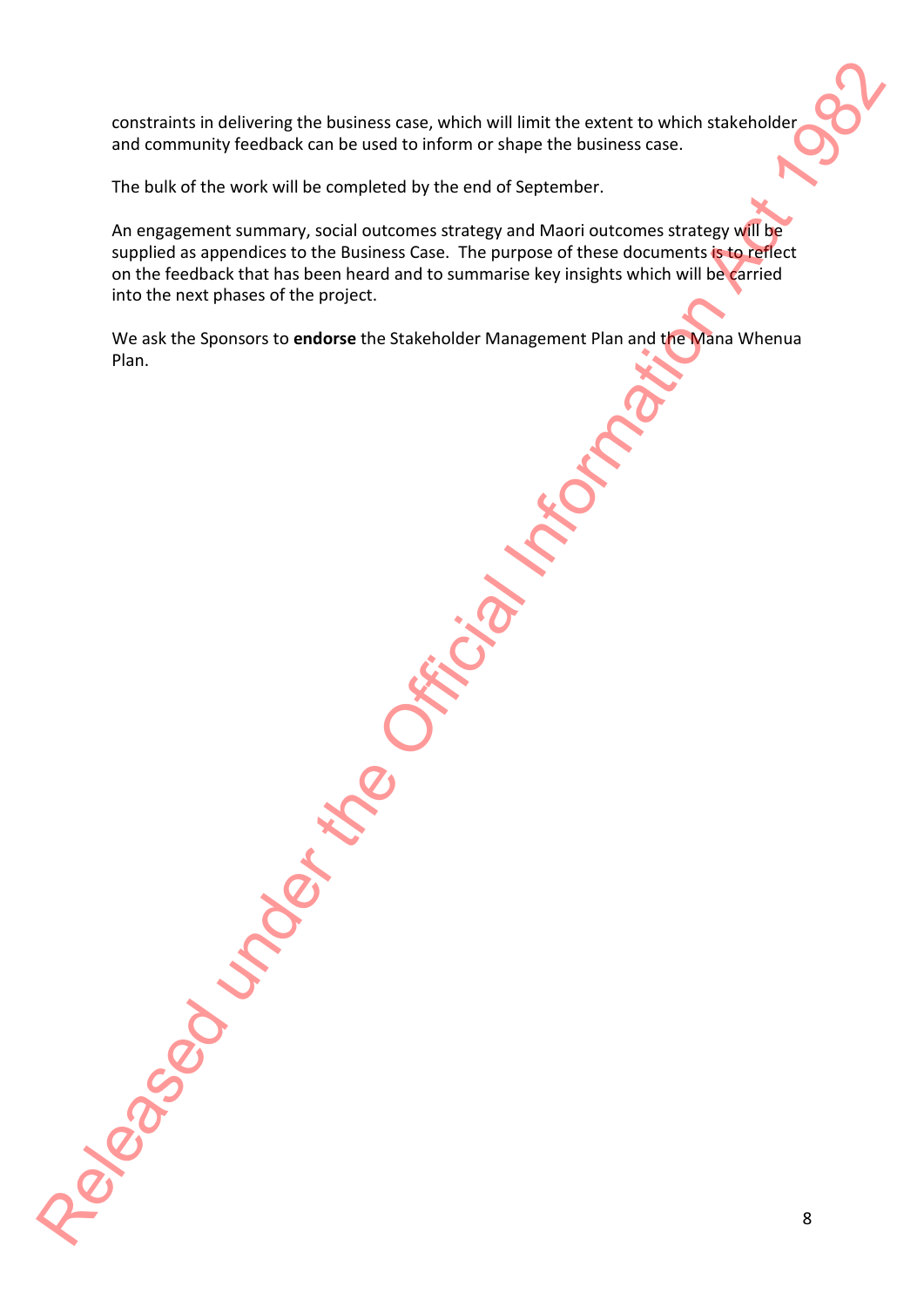constraints in delivering the business case, which will limit the extent to which stakeholder and community feedback can be used to inform or shape the business case.

The bulk of the work will be completed by the end of September.

An engagement summary, social outcomes strategy and Maori outcomes strategy will be supplied as appendices to the Business Case. The purpose of these documents is to reflect on the feedback that has been heard and to summarise key insights which will be carried into the next phases of the project.

We ask the Sponsors to **endorse** the Stakeholder Management Plan and the Mana Whenua Plan.

Released under the Official Information Act 1982